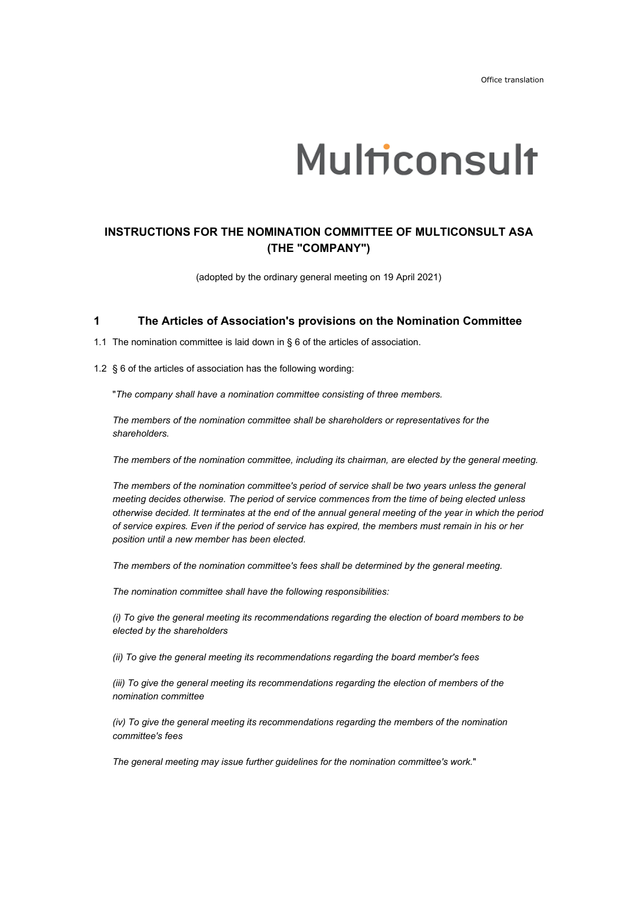Office translation

Multiconsult

# INSTRUCTIONS FOR THE NOMINATION COMMITTEE OF MULTICONSULT ASA (THE "COMPANY")

(adopted by the ordinary general meeting on 19 April 2021)

## 1 The Articles of Association's provisions on the Nomination Committee

1.1 The nomination committee is laid down in § 6 of the articles of association.

1.2 § 6 of the articles of association has the following wording:

"*The company shall have a nomination committee consisting of three members.*

*The members of the nomination committee shall be shareholders or representatives for the shareholders.*

*The members of the nomination committee, including its chairman, are elected by the general meeting.*

*The members of the nomination committee's period of service shall be two years unless the general meeting decides otherwise. The period of service commences from the time of being elected unless otherwise decided. It terminates at the end of the annual general meeting of the year in which the period of service expires. Even if the period of service has expired, the members must remain in his or her position until a new member has been elected.*

*The members of the nomination committee's fees shall be determined by the general meeting.*

*The nomination committee shall have the following responsibilities:*

*(i) To give the general meeting its recommendations regarding the election of board members to be elected by the shareholders*

*(ii) To give the general meeting its recommendations regarding the board member's fees*

*(iii) To give the general meeting its recommendations regarding the election of members of the nomination committee*

*(iv) To give the general meeting its recommendations regarding the members of the nomination committee's fees*

*The general meeting may issue further guidelines for the nomination committee's work.*"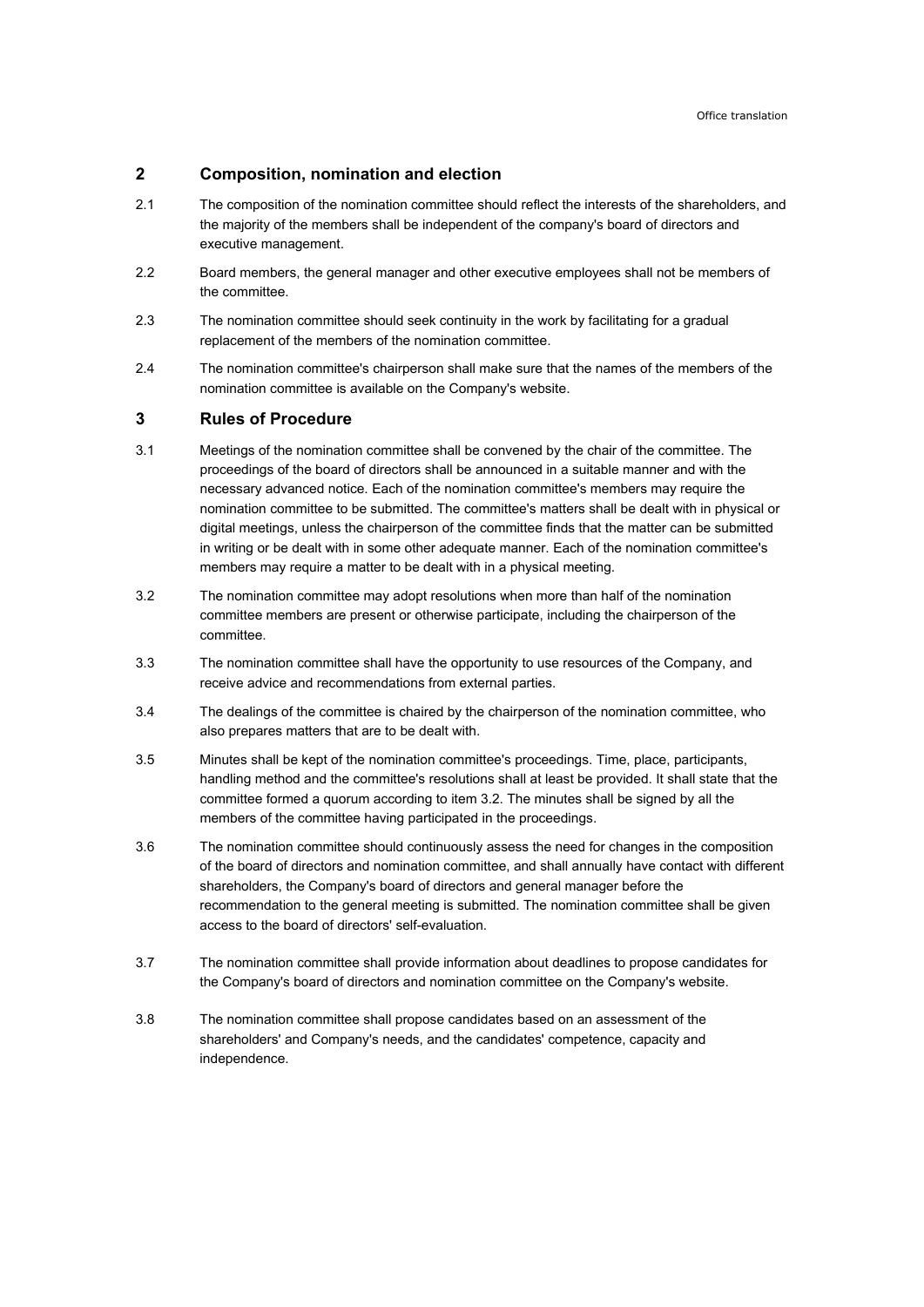## 2 Composition, nomination and election

2.1 The composition of the nomination committee should reflect the interests of the shareholders, and the majority of the members shall be independent of the company's board of directors and executive management.

2.2 Board members, the general manager and other executive employees shall not be members of the committee.

2.3 The nomination committee should seek continuity in the work by facilitating for a gradual replacement of the members of the nomination committee.

2.4 The nomination committee's chairperson shall make sure that the names of the members of the nomination committee is available on the Company's website.

## 3 Rules of Procedure

3.1 Meetings of the nomination committee shall be convened by the chair of the committee. The proceedings of the board of directors shall be announced in a suitable manner and with the necessary advanced notice. Each of the nomination committee's members may require the nomination committee to be submitted. The committee's matters shall be dealt with in physical or digital meetings, unless the chairperson of the committee finds that the matter can be submitted in writing or be dealt with in some other adequate manner. Each of the nomination committee's members may require a matter to be dealt with in a physical meeting.

3.2 The nomination committee may adopt resolutions when more than half of the nomination committee members are present or otherwise participate, including the chairperson of the committee.

3.3 The nomination committee shall have the opportunity to use resources of the Company, and receive advice and recommendations from external parties.

3.4 The dealings of the committee is chaired by the chairperson of the nomination committee, who also prepares matters that are to be dealt with.

3.5 Minutes shall be kept of the nomination committee's proceedings. Time, place, participants, handling method and the committee's resolutions shall at least be provided. It shall state that the committee formed a quorum according to item 3.2. The minutes shall be signed by all the members of the committee having participated in the proceedings.

3.6 The nomination committee should continuously assess the need for changes in the composition of the board of directors and nomination committee, and shall annually have contact with different shareholders, the Company's board of directors and general manager before the recommendation to the general meeting is submitted. The nomination committee shall be given access to the board of directors' self-evaluation.

3.7 The nomination committee shall provide information about deadlines to propose candidates for the Company's board of directors and nomination committee on the Company's website.

3.8 The nomination committee shall propose candidates based on an assessment of the shareholders' and Company's needs, and the candidates' competence, capacity and independence.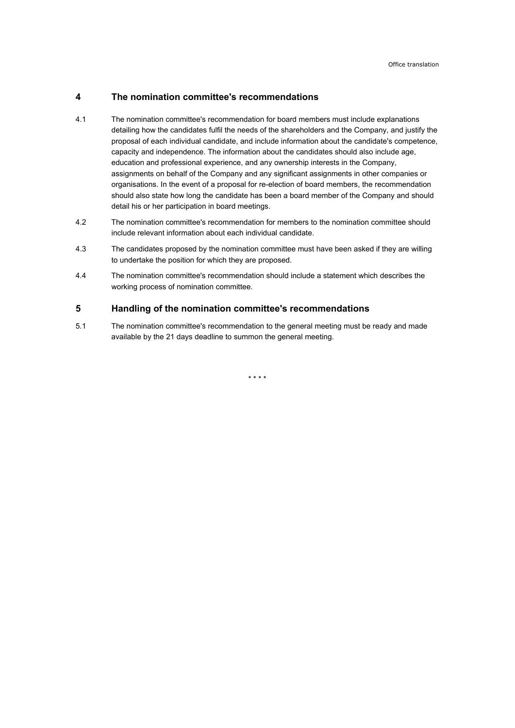## 4 The nomination committee's recommendations

4.1 The nomination committee's recommendation for board members must include explanations detailing how the candidates fulfil the needs of the shareholders and the Company, and justify the proposal of each individual candidate, and include information about the candidate's competence, capacity and independence. The information about the candidates should also include age, education and professional experience, and any ownership interests in the Company, assignments on behalf of the Company and any significant assignments in other companies or organisations. In the event of a proposal for re-election of board members, the recommendation should also state how long the candidate has been a board member of the Company and should detail his or her participation in board meetings.

4.2 The nomination committee's recommendation for members to the nomination committee should include relevant information about each individual candidate.

4.3 The candidates proposed by the nomination committee must have been asked if they are willing to undertake the position for which they are proposed.

4.4 The nomination committee's recommendation should include a statement which describes the working process of nomination committee.

## 5 Handling of the nomination committee's recommendations

5.1 The nomination committee's recommendation to the general meeting must be ready and made available by the 21 days deadline to summon the general meeting.

* * * *